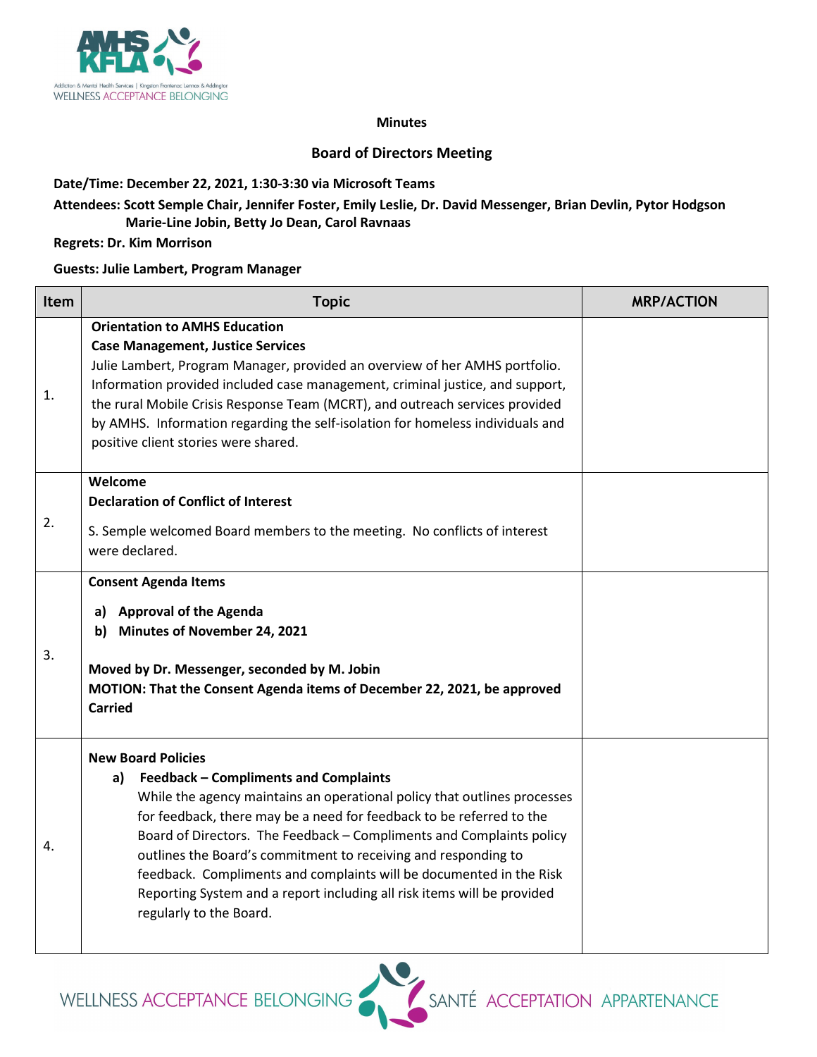## Minutes

## Board of Directors Meeting

**Date/Time: December 22, 2021, 1:30-3:30 via Microsoft Teams**

**Attendees: Scott Semple Chair, Jennifer Foster, Emily Leslie, Dr. David Messenger, Brian Devlin, Pytor Hodgson Marie-Line Jobin, Betty Jo Dean, Carol Ravnaas**

**Regrets: Dr. Kim Morrison**

**Guests: Julie Lambert, Program Manager**

| Item | Topic | MRP/ACTION |
|---|---|---|
| 1. | **Orientation to AMHS Education**<br>**Case Management, Justice Services**<br>Julie Lambert, Program Manager, provided an overview of her AMHS portfolio. Information provided included case management, criminal justice, and support, the rural Mobile Crisis Response Team (MCRT), and outreach services provided by AMHS. Information regarding the self-isolation for homeless individuals and positive client stories were shared. | |
| 2. | **Welcome**<br>**Declaration of Conflict of Interest**<br>S. Semple welcomed Board members to the meeting. No conflicts of interest were declared. | |
| 3. | **Consent Agenda Items**<br>**a) Approval of the Agenda**<br>**b) Minutes of November 24, 2021**<br>**Moved by Dr. Messenger, seconded by M. Jobin**<br>**MOTION: That the Consent Agenda items of December 22, 2021, be approved**<br>**Carried** | |
| 4. | **New Board Policies**<br>**a) Feedback – Compliments and Complaints**<br>While the agency maintains an operational policy that outlines processes for feedback, there may be a need for feedback to be referred to the Board of Directors. The Feedback – Compliments and Complaints policy outlines the Board's commitment to receiving and responding to feedback. Compliments and complaints will be documented in the Risk Reporting System and a report including all risk items will be provided regularly to the Board. | |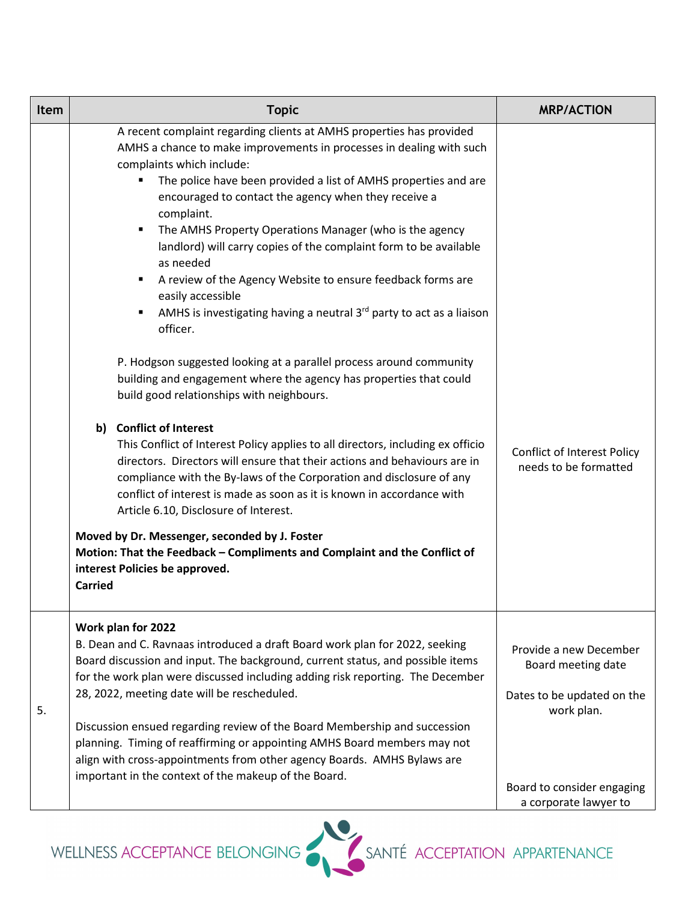| Item | Topic | MRP/ACTION |
|---|---|---|
| | A recent complaint regarding clients at AMHS properties has provided AMHS a chance to make improvements in processes in dealing with such complaints which include:<br>▪ The police have been provided a list of AMHS properties and are encouraged to contact the agency when they receive a complaint.<br>▪ The AMHS Property Operations Manager (who is the agency landlord) will carry copies of the complaint form to be available as needed<br>▪ A review of the Agency Website to ensure feedback forms are easily accessible<br>▪ AMHS is investigating having a neutral 3rd party to act as a liaison officer.<br><br>P. Hodgson suggested looking at a parallel process around community building and engagement where the agency has properties that could build good relationships with neighbours.<br><br>**b) Conflict of Interest**<br>This Conflict of Interest Policy applies to all directors, including ex officio directors. Directors will ensure that their actions and behaviours are in compliance with the By-laws of the Corporation and disclosure of any conflict of interest is made as soon as it is known in accordance with Article 6.10, Disclosure of Interest.<br><br>**Moved by Dr. Messenger, seconded by J. Foster**<br>**Motion: That the Feedback – Compliments and Complaint and the Conflict of interest Policies be approved.**<br>**Carried** | Conflict of Interest Policy needs to be formatted |
| 5. | **Work plan for 2022**<br>B. Dean and C. Ravnaas introduced a draft Board work plan for 2022, seeking Board discussion and input. The background, current status, and possible items for the work plan were discussed including adding risk reporting. The December 28, 2022, meeting date will be rescheduled.<br><br>Discussion ensued regarding review of the Board Membership and succession planning. Timing of reaffirming or appointing AMHS Board members may not align with cross-appointments from other agency Boards. AMHS Bylaws are important in the context of the makeup of the Board. | Provide a new December Board meeting date<br><br>Dates to be updated on the work plan.<br><br>Board to consider engaging a corporate lawyer to |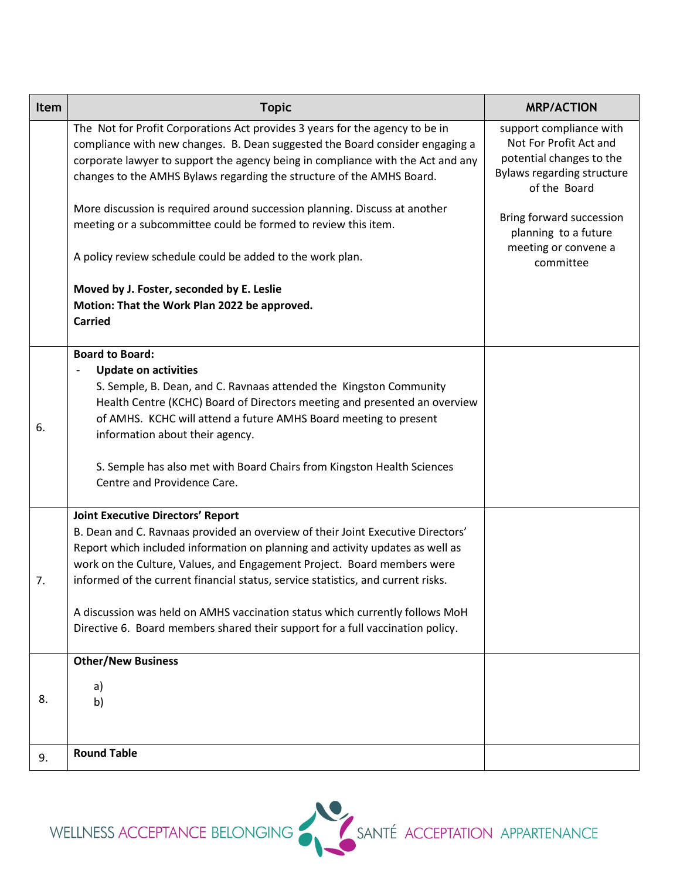| Item | Topic | MRP/ACTION |
| --- | --- | --- |
| | The Not for Profit Corporations Act provides 3 years for the agency to be in compliance with new changes. B. Dean suggested the Board consider engaging a corporate lawyer to support the agency being in compliance with the Act and any changes to the AMHS Bylaws regarding the structure of the AMHS Board.<br><br>More discussion is required around succession planning. Discuss at another meeting or a subcommittee could be formed to review this item.<br><br>A policy review schedule could be added to the work plan.<br><br>**Moved by J. Foster, seconded by E. Leslie**<br>**Motion: That the Work Plan 2022 be approved.**<br>**Carried** | support compliance with Not For Profit Act and potential changes to the Bylaws regarding structure of the Board<br><br>Bring forward succession planning to a future meeting or convene a committee |
| 6. | **Board to Board:**<br>- **Update on activities**<br>S. Semple, B. Dean, and C. Ravnaas attended the Kingston Community Health Centre (KCHC) Board of Directors meeting and presented an overview of AMHS. KCHC will attend a future AMHS Board meeting to present information about their agency.<br><br>S. Semple has also met with Board Chairs from Kingston Health Sciences Centre and Providence Care. | |
| 7. | **Joint Executive Directors' Report**<br>B. Dean and C. Ravnaas provided an overview of their Joint Executive Directors' Report which included information on planning and activity updates as well as work on the Culture, Values, and Engagement Project. Board members were informed of the current financial status, service statistics, and current risks.<br><br>A discussion was held on AMHS vaccination status which currently follows MoH Directive 6. Board members shared their support for a full vaccination policy. | |
| 8. | **Other/New Business**<br>a)<br>b) | |
| 9. | **Round Table** | |

WELLNESS ACCEPTANCE BELONGING SANTÉ ACCEPTATION APPARTENANCE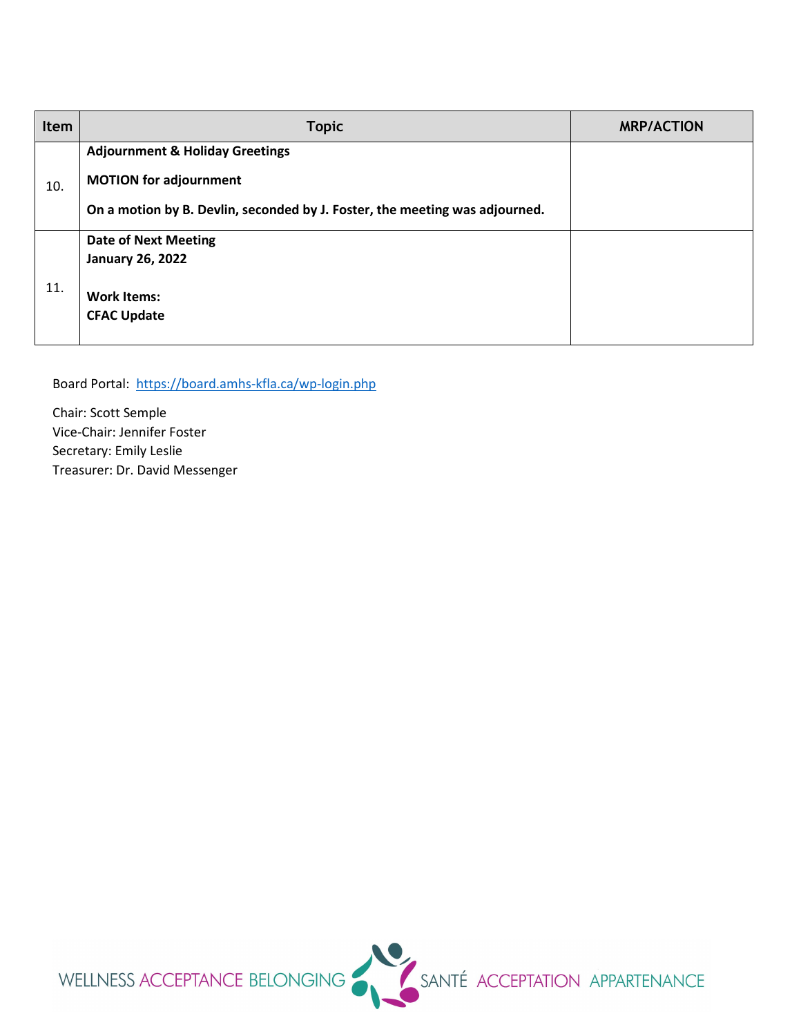| Item | Topic | MRP/ACTION |
| --- | --- | --- |
| 10. | **Adjournment & Holiday Greetings**<br><br>**MOTION for adjournment**<br><br>**On a motion by B. Devlin, seconded by J. Foster, the meeting was adjourned.** | |
| 11. | **Date of Next Meeting**<br>**January 26, 2022**<br><br>**Work Items:**<br>**CFAC Update** | |

Board Portal: https://board.amhs-kfla.ca/wp-login.php

Chair: Scott Semple
Vice-Chair: Jennifer Foster
Secretary: Emily Leslie
Treasurer: Dr. David Messenger

WELLNESS ACCEPTANCE BELONGING SANTÉ ACCEPTATION APPARTENANCE